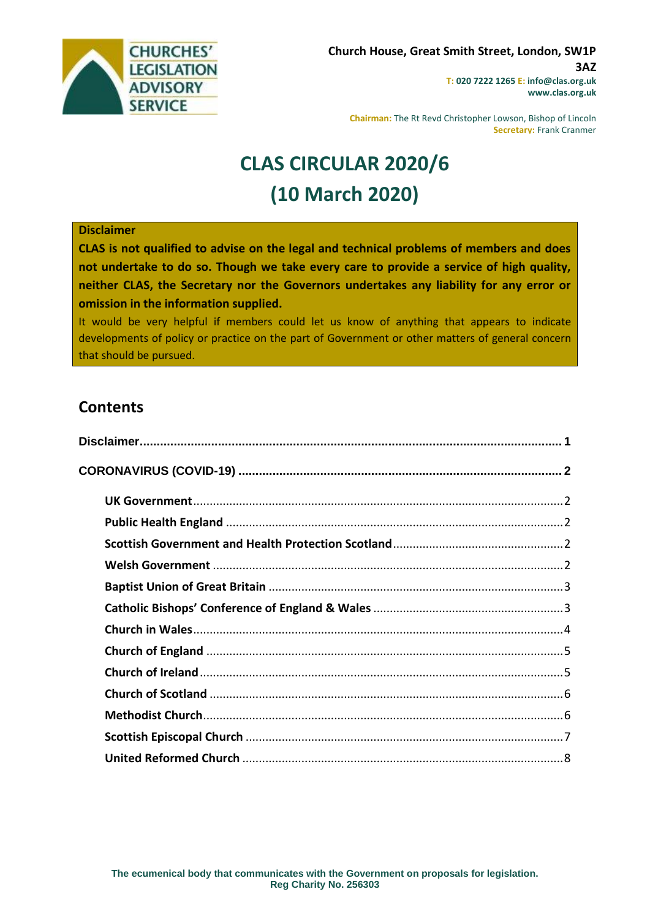CHURCHES' LEGISLATION ADVISORY SERVICE

**Church House, Great Smith Street, London, SW1P 3AZ**
**T: 020 7222 1265 E: info@clas.org.uk**
**www.clas.org.uk**

**Chairman:** The Rt Revd Christopher Lowson, Bishop of Lincoln
**Secretary:** Frank Cranmer

# CLAS CIRCULAR 2020/6
# (10 March 2020)

**Disclaimer**

**CLAS is not qualified to advise on the legal and technical problems of members and does not undertake to do so. Though we take every care to provide a service of high quality, neither CLAS, the Secretary nor the Governors undertakes any liability for any error or omission in the information supplied.**

It would be very helpful if members could let us know of anything that appears to indicate developments of policy or practice on the part of Government or other matters of general concern that should be pursued.

## Contents

**Disclaimer** ............ 1

**CORONAVIRUS (COVID-19)** ............ 2

- **UK Government** ............ 2
- **Public Health England** ............ 2
- **Scottish Government and Health Protection Scotland** ............ 2
- **Welsh Government** ............ 2
- **Baptist Union of Great Britain** ............ 3
- **Catholic Bishops' Conference of England & Wales** ............ 3
- **Church in Wales** ............ 4
- **Church of England** ............ 5
- **Church of Ireland** ............ 5
- **Church of Scotland** ............ 6
- **Methodist Church** ............ 6
- **Scottish Episcopal Church** ............ 7
- **United Reformed Church** ............ 8

**The ecumenical body that communicates with the Government on proposals for legislation.**
**Reg Charity No. 256303**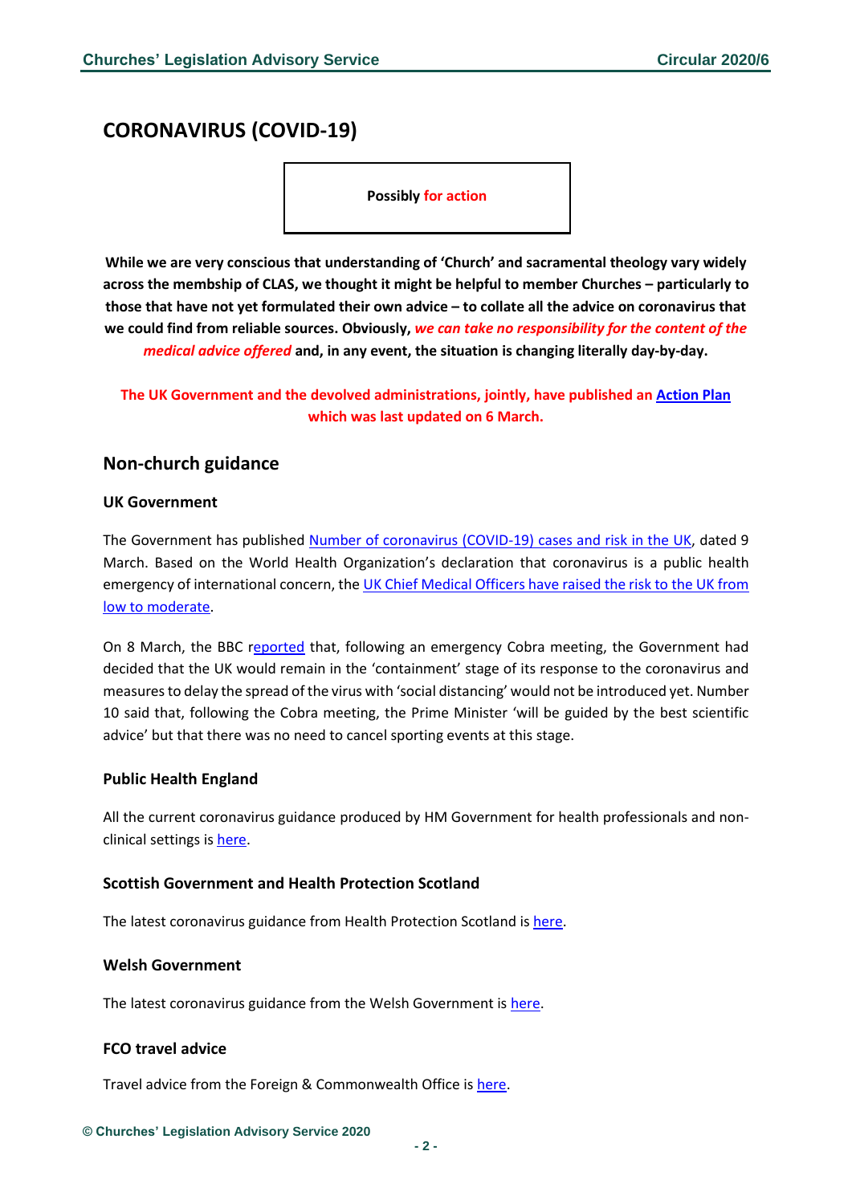# CORONAVIRUS (COVID-19)

**Possibly for action**

**While we are very conscious that understanding of 'Church' and sacramental theology vary widely across the membship of CLAS, we thought it might be helpful to member Churches – particularly to those that have not yet formulated their own advice – to collate all the advice on coronavirus that we could find from reliable sources. Obviously, *we can take no responsibility for the content of the medical advice offered* and, in any event, the situation is changing literally day-by-day.**

**The UK Government and the devolved administrations, jointly, have published an Action Plan which was last updated on 6 March.**

## Non-church guidance

### UK Government

The Government has published Number of coronavirus (COVID-19) cases and risk in the UK, dated 9 March. Based on the World Health Organization's declaration that coronavirus is a public health emergency of international concern, the UK Chief Medical Officers have raised the risk to the UK from low to moderate.

On 8 March, the BBC reported that, following an emergency Cobra meeting, the Government had decided that the UK would remain in the 'containment' stage of its response to the coronavirus and measures to delay the spread of the virus with 'social distancing' would not be introduced yet. Number 10 said that, following the Cobra meeting, the Prime Minister 'will be guided by the best scientific advice' but that there was no need to cancel sporting events at this stage.

### Public Health England

All the current coronavirus guidance produced by HM Government for health professionals and non-clinical settings is here.

### Scottish Government and Health Protection Scotland

The latest coronavirus guidance from Health Protection Scotland is here.

### Welsh Government

The latest coronavirus guidance from the Welsh Government is here.

### FCO travel advice

Travel advice from the Foreign & Commonwealth Office is here.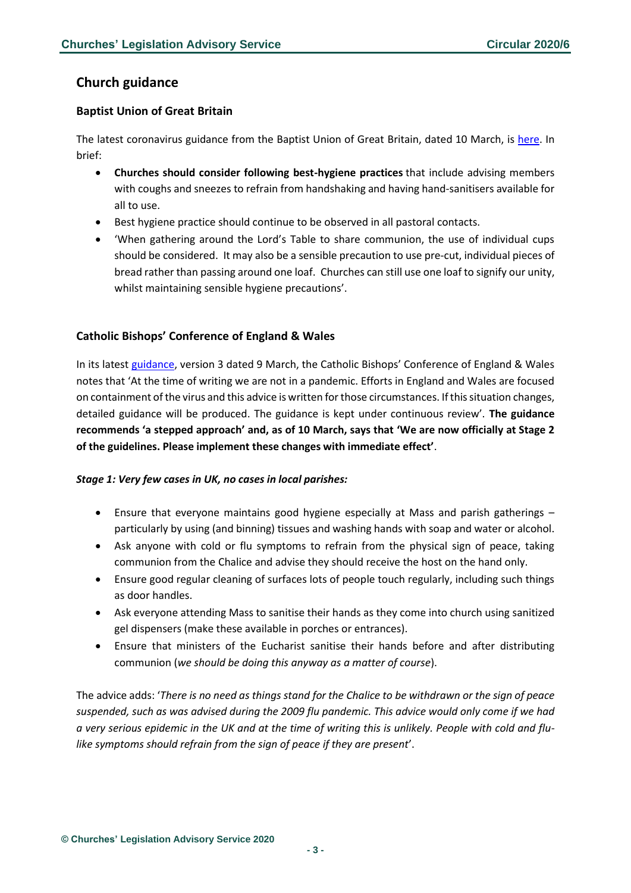## Church guidance

### Baptist Union of Great Britain

The latest coronavirus guidance from the Baptist Union of Great Britain, dated 10 March, is [here](). In brief:

- **Churches should consider following best-hygiene practices** that include advising members with coughs and sneezes to refrain from handshaking and having hand-sanitisers available for all to use.
- Best hygiene practice should continue to be observed in all pastoral contacts.
- 'When gathering around the Lord's Table to share communion, the use of individual cups should be considered. It may also be a sensible precaution to use pre-cut, individual pieces of bread rather than passing around one loaf. Churches can still use one loaf to signify our unity, whilst maintaining sensible hygiene precautions'.

### Catholic Bishops' Conference of England & Wales

In its latest [guidance](), version 3 dated 9 March, the Catholic Bishops' Conference of England & Wales notes that 'At the time of writing we are not in a pandemic. Efforts in England and Wales are focused on containment of the virus and this advice is written for those circumstances. If this situation changes, detailed guidance will be produced. The guidance is kept under continuous review'. **The guidance recommends 'a stepped approach' and, as of 10 March, says that 'We are now officially at Stage 2 of the guidelines. Please implement these changes with immediate effect'**.

***Stage 1: Very few cases in UK, no cases in local parishes:***

- Ensure that everyone maintains good hygiene especially at Mass and parish gatherings – particularly by using (and binning) tissues and washing hands with soap and water or alcohol.
- Ask anyone with cold or flu symptoms to refrain from the physical sign of peace, taking communion from the Chalice and advise they should receive the host on the hand only.
- Ensure good regular cleaning of surfaces lots of people touch regularly, including such things as door handles.
- Ask everyone attending Mass to sanitise their hands as they come into church using sanitized gel dispensers (make these available in porches or entrances).
- Ensure that ministers of the Eucharist sanitise their hands before and after distributing communion (*we should be doing this anyway as a matter of course*).

The advice adds: '*There is no need as things stand for the Chalice to be withdrawn or the sign of peace suspended, such as was advised during the 2009 flu pandemic. This advice would only come if we had a very serious epidemic in the UK and at the time of writing this is unlikely. People with cold and flu-like symptoms should refrain from the sign of peace if they are present*'.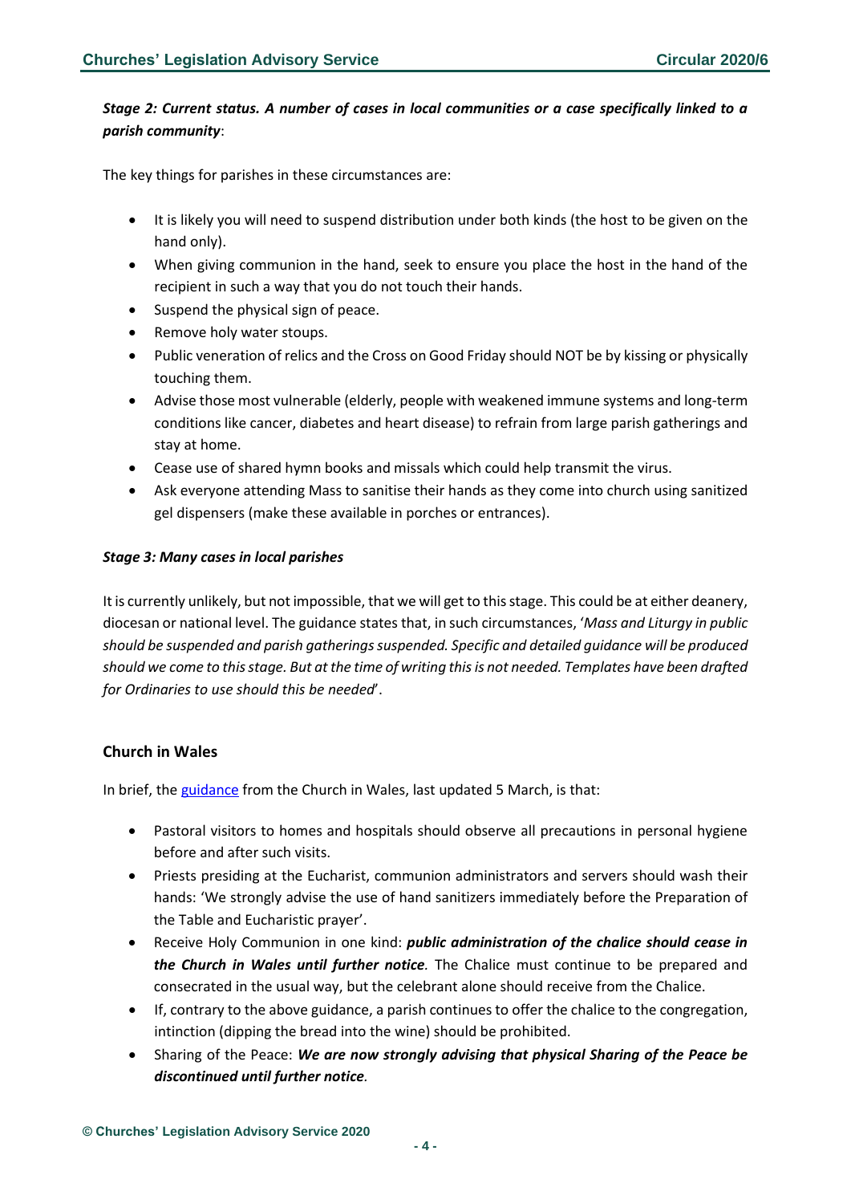***Stage 2: Current status. A number of cases in local communities or a case specifically linked to a parish community***:

The key things for parishes in these circumstances are:

- It is likely you will need to suspend distribution under both kinds (the host to be given on the hand only).
- When giving communion in the hand, seek to ensure you place the host in the hand of the recipient in such a way that you do not touch their hands.
- Suspend the physical sign of peace.
- Remove holy water stoups.
- Public veneration of relics and the Cross on Good Friday should NOT be by kissing or physically touching them.
- Advise those most vulnerable (elderly, people with weakened immune systems and long-term conditions like cancer, diabetes and heart disease) to refrain from large parish gatherings and stay at home.
- Cease use of shared hymn books and missals which could help transmit the virus.
- Ask everyone attending Mass to sanitise their hands as they come into church using sanitized gel dispensers (make these available in porches or entrances).

***Stage 3: Many cases in local parishes***

It is currently unlikely, but not impossible, that we will get to this stage. This could be at either deanery, diocesan or national level. The guidance states that, in such circumstances, '*Mass and Liturgy in public should be suspended and parish gatherings suspended. Specific and detailed guidance will be produced should we come to this stage. But at the time of writing this is not needed. Templates have been drafted for Ordinaries to use should this be needed*'.

### Church in Wales

In brief, the guidance from the Church in Wales, last updated 5 March, is that:

- Pastoral visitors to homes and hospitals should observe all precautions in personal hygiene before and after such visits.
- Priests presiding at the Eucharist, communion administrators and servers should wash their hands: 'We strongly advise the use of hand sanitizers immediately before the Preparation of the Table and Eucharistic prayer'.
- Receive Holy Communion in one kind: ***public administration of the chalice should cease in the Church in Wales until further notice.*** The Chalice must continue to be prepared and consecrated in the usual way, but the celebrant alone should receive from the Chalice.
- If, contrary to the above guidance, a parish continues to offer the chalice to the congregation, intinction (dipping the bread into the wine) should be prohibited.
- Sharing of the Peace: ***We are now strongly advising that physical Sharing of the Peace be discontinued until further notice.***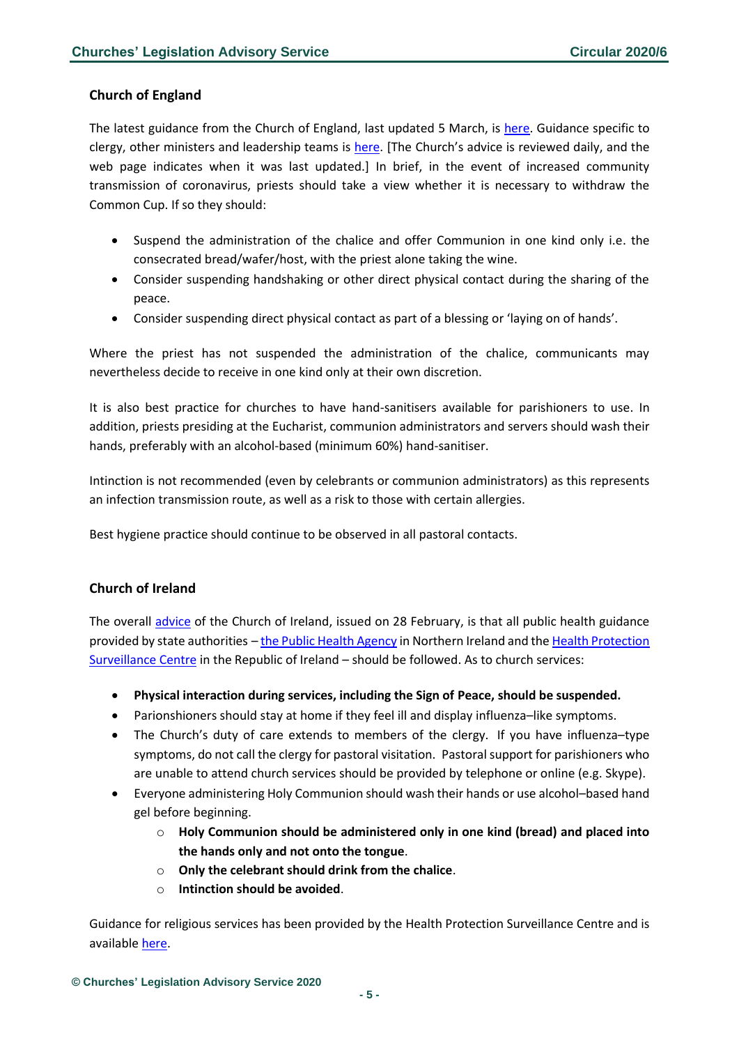### Church of England

The latest guidance from the Church of England, last updated 5 March, is here. Guidance specific to clergy, other ministers and leadership teams is here. [The Church's advice is reviewed daily, and the web page indicates when it was last updated.] In brief, in the event of increased community transmission of coronavirus, priests should take a view whether it is necessary to withdraw the Common Cup. If so they should:

- Suspend the administration of the chalice and offer Communion in one kind only i.e. the consecrated bread/wafer/host, with the priest alone taking the wine.
- Consider suspending handshaking or other direct physical contact during the sharing of the peace.
- Consider suspending direct physical contact as part of a blessing or 'laying on of hands'.

Where the priest has not suspended the administration of the chalice, communicants may nevertheless decide to receive in one kind only at their own discretion.

It is also best practice for churches to have hand-sanitisers available for parishioners to use. In addition, priests presiding at the Eucharist, communion administrators and servers should wash their hands, preferably with an alcohol-based (minimum 60%) hand-sanitiser.

Intinction is not recommended (even by celebrants or communion administrators) as this represents an infection transmission route, as well as a risk to those with certain allergies.

Best hygiene practice should continue to be observed in all pastoral contacts.

### Church of Ireland

The overall advice of the Church of Ireland, issued on 28 February, is that all public health guidance provided by state authorities – the Public Health Agency in Northern Ireland and the Health Protection Surveillance Centre in the Republic of Ireland – should be followed. As to church services:

- **Physical interaction during services, including the Sign of Peace, should be suspended.**
- Parionshioners should stay at home if they feel ill and display influenza–like symptoms.
- The Church's duty of care extends to members of the clergy. If you have influenza–type symptoms, do not call the clergy for pastoral visitation. Pastoral support for parishioners who are unable to attend church services should be provided by telephone or online (e.g. Skype).
- Everyone administering Holy Communion should wash their hands or use alcohol–based hand gel before beginning.
    - **Holy Communion should be administered only in one kind (bread) and placed into the hands only and not onto the tongue**.
    - **Only the celebrant should drink from the chalice**.
    - **Intinction should be avoided**.

Guidance for religious services has been provided by the Health Protection Surveillance Centre and is available here.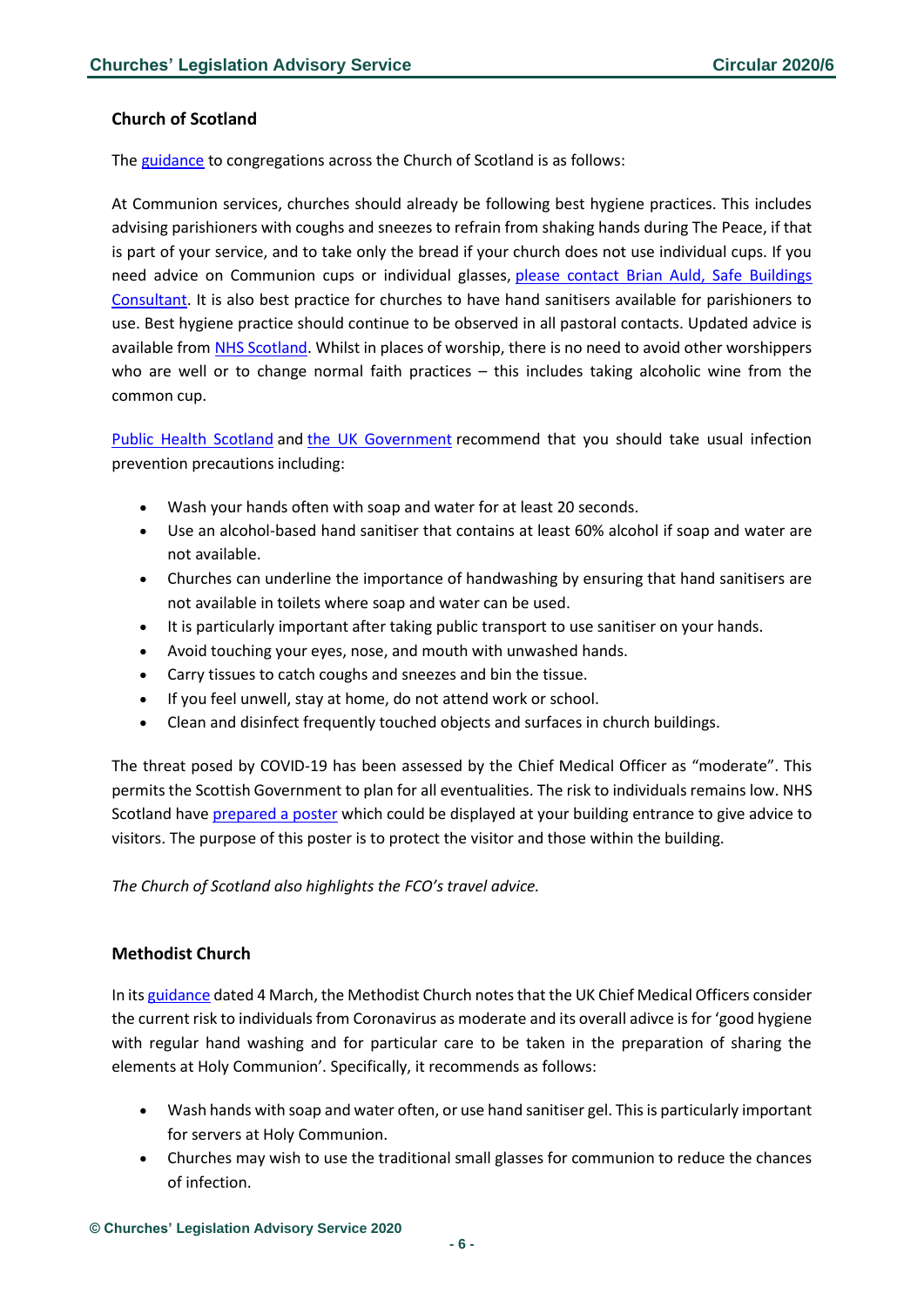### Church of Scotland

The guidance to congregations across the Church of Scotland is as follows:

At Communion services, churches should already be following best hygiene practices. This includes advising parishioners with coughs and sneezes to refrain from shaking hands during The Peace, if that is part of your service, and to take only the bread if your church does not use individual cups. If you need advice on Communion cups or individual glasses, please contact Brian Auld, Safe Buildings Consultant. It is also best practice for churches to have hand sanitisers available for parishioners to use. Best hygiene practice should continue to be observed in all pastoral contacts. Updated advice is available from NHS Scotland. Whilst in places of worship, there is no need to avoid other worshippers who are well or to change normal faith practices – this includes taking alcoholic wine from the common cup.

Public Health Scotland and the UK Government recommend that you should take usual infection prevention precautions including:

- Wash your hands often with soap and water for at least 20 seconds.
- Use an alcohol-based hand sanitiser that contains at least 60% alcohol if soap and water are not available.
- Churches can underline the importance of handwashing by ensuring that hand sanitisers are not available in toilets where soap and water can be used.
- It is particularly important after taking public transport to use sanitiser on your hands.
- Avoid touching your eyes, nose, and mouth with unwashed hands.
- Carry tissues to catch coughs and sneezes and bin the tissue.
- If you feel unwell, stay at home, do not attend work or school.
- Clean and disinfect frequently touched objects and surfaces in church buildings.

The threat posed by COVID-19 has been assessed by the Chief Medical Officer as "moderate". This permits the Scottish Government to plan for all eventualities. The risk to individuals remains low. NHS Scotland have prepared a poster which could be displayed at your building entrance to give advice to visitors. The purpose of this poster is to protect the visitor and those within the building.

*The Church of Scotland also highlights the FCO's travel advice.*

### Methodist Church

In its guidance dated 4 March, the Methodist Church notes that the UK Chief Medical Officers consider the current risk to individuals from Coronavirus as moderate and its overall adivce is for 'good hygiene with regular hand washing and for particular care to be taken in the preparation of sharing the elements at Holy Communion'. Specifically, it recommends as follows:

- Wash hands with soap and water often, or use hand sanitiser gel. This is particularly important for servers at Holy Communion.
- Churches may wish to use the traditional small glasses for communion to reduce the chances of infection.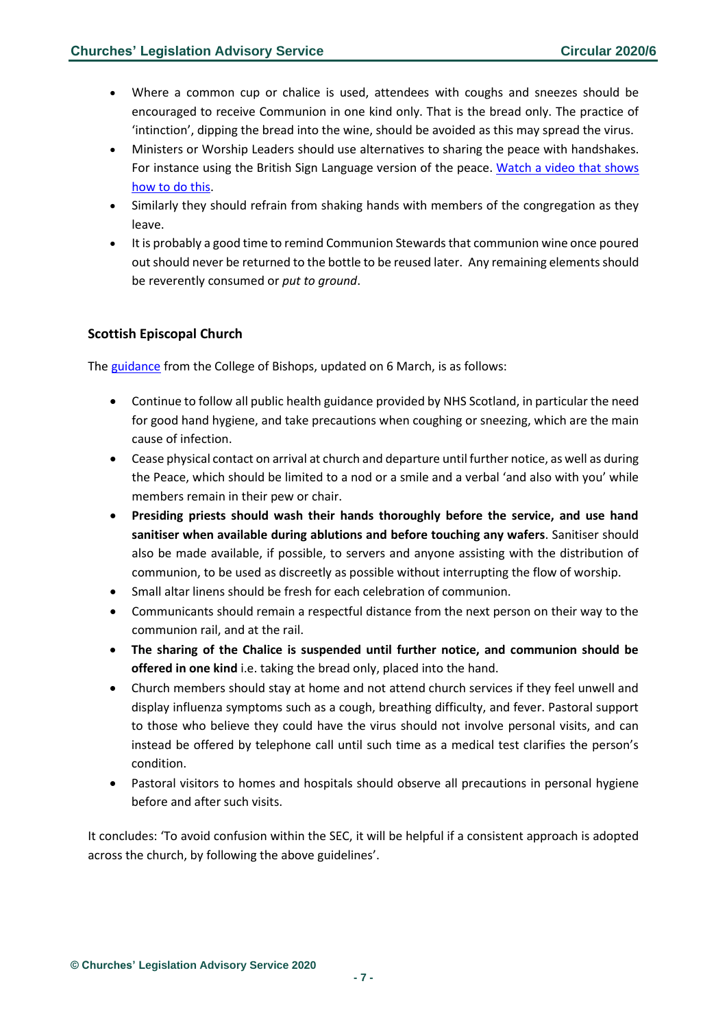- Where a common cup or chalice is used, attendees with coughs and sneezes should be encouraged to receive Communion in one kind only. That is the bread only. The practice of 'intinction', dipping the bread into the wine, should be avoided as this may spread the virus.
- Ministers or Worship Leaders should use alternatives to sharing the peace with handshakes. For instance using the British Sign Language version of the peace. Watch a video that shows how to do this.
- Similarly they should refrain from shaking hands with members of the congregation as they leave.
- It is probably a good time to remind Communion Stewards that communion wine once poured out should never be returned to the bottle to be reused later. Any remaining elements should be reverently consumed or *put to ground*.

### Scottish Episcopal Church

The guidance from the College of Bishops, updated on 6 March, is as follows:

- Continue to follow all public health guidance provided by NHS Scotland, in particular the need for good hand hygiene, and take precautions when coughing or sneezing, which are the main cause of infection.
- Cease physical contact on arrival at church and departure until further notice, as well as during the Peace, which should be limited to a nod or a smile and a verbal 'and also with you' while members remain in their pew or chair.
- **Presiding priests should wash their hands thoroughly before the service, and use hand sanitiser when available during ablutions and before touching any wafers**. Sanitiser should also be made available, if possible, to servers and anyone assisting with the distribution of communion, to be used as discreetly as possible without interrupting the flow of worship.
- Small altar linens should be fresh for each celebration of communion.
- Communicants should remain a respectful distance from the next person on their way to the communion rail, and at the rail.
- **The sharing of the Chalice is suspended until further notice, and communion should be offered in one kind** i.e. taking the bread only, placed into the hand.
- Church members should stay at home and not attend church services if they feel unwell and display influenza symptoms such as a cough, breathing difficulty, and fever. Pastoral support to those who believe they could have the virus should not involve personal visits, and can instead be offered by telephone call until such time as a medical test clarifies the person's condition.
- Pastoral visitors to homes and hospitals should observe all precautions in personal hygiene before and after such visits.

It concludes: 'To avoid confusion within the SEC, it will be helpful if a consistent approach is adopted across the church, by following the above guidelines'.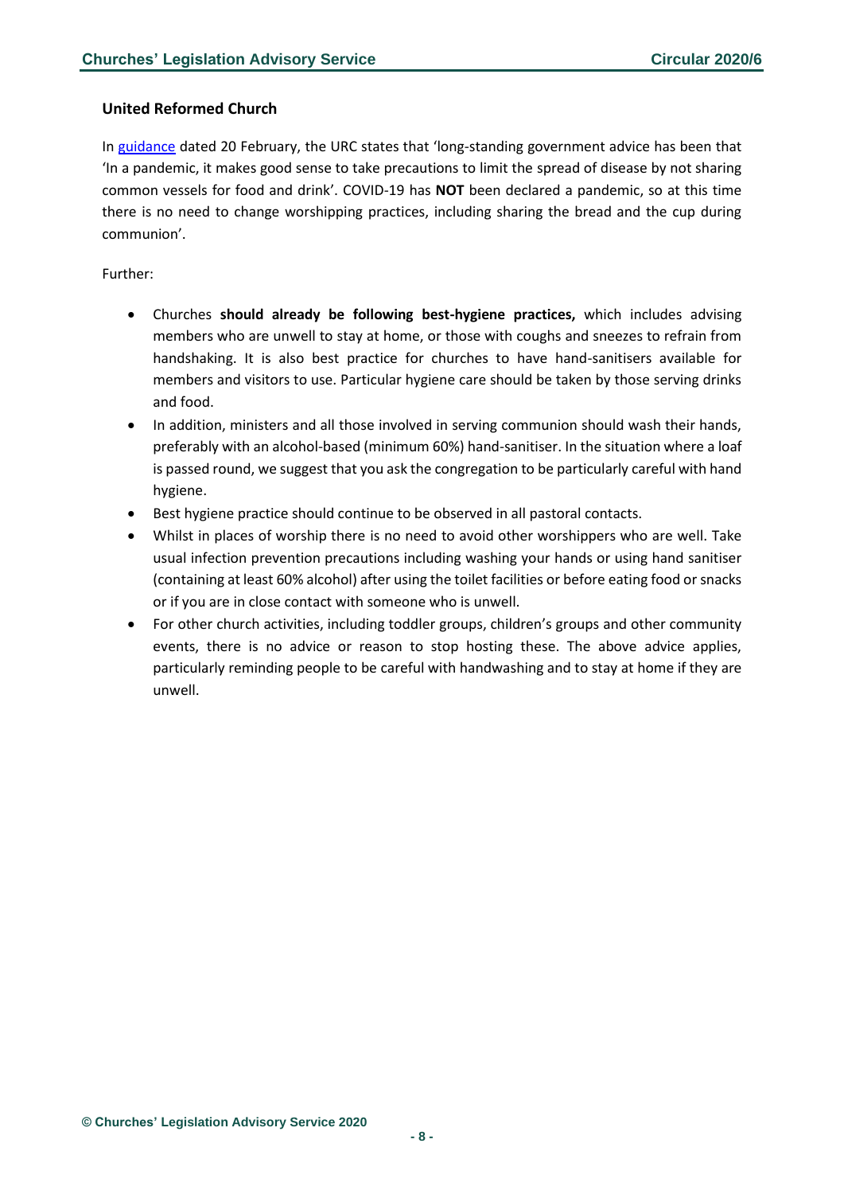### United Reformed Church

In guidance dated 20 February, the URC states that 'long-standing government advice has been that 'In a pandemic, it makes good sense to take precautions to limit the spread of disease by not sharing common vessels for food and drink'. COVID-19 has **NOT** been declared a pandemic, so at this time there is no need to change worshipping practices, including sharing the bread and the cup during communion'.

Further:

- Churches **should already be following best-hygiene practices,** which includes advising members who are unwell to stay at home, or those with coughs and sneezes to refrain from handshaking. It is also best practice for churches to have hand-sanitisers available for members and visitors to use. Particular hygiene care should be taken by those serving drinks and food.
- In addition, ministers and all those involved in serving communion should wash their hands, preferably with an alcohol-based (minimum 60%) hand-sanitiser. In the situation where a loaf is passed round, we suggest that you ask the congregation to be particularly careful with hand hygiene.
- Best hygiene practice should continue to be observed in all pastoral contacts.
- Whilst in places of worship there is no need to avoid other worshippers who are well. Take usual infection prevention precautions including washing your hands or using hand sanitiser (containing at least 60% alcohol) after using the toilet facilities or before eating food or snacks or if you are in close contact with someone who is unwell.
- For other church activities, including toddler groups, children's groups and other community events, there is no advice or reason to stop hosting these. The above advice applies, particularly reminding people to be careful with handwashing and to stay at home if they are unwell.